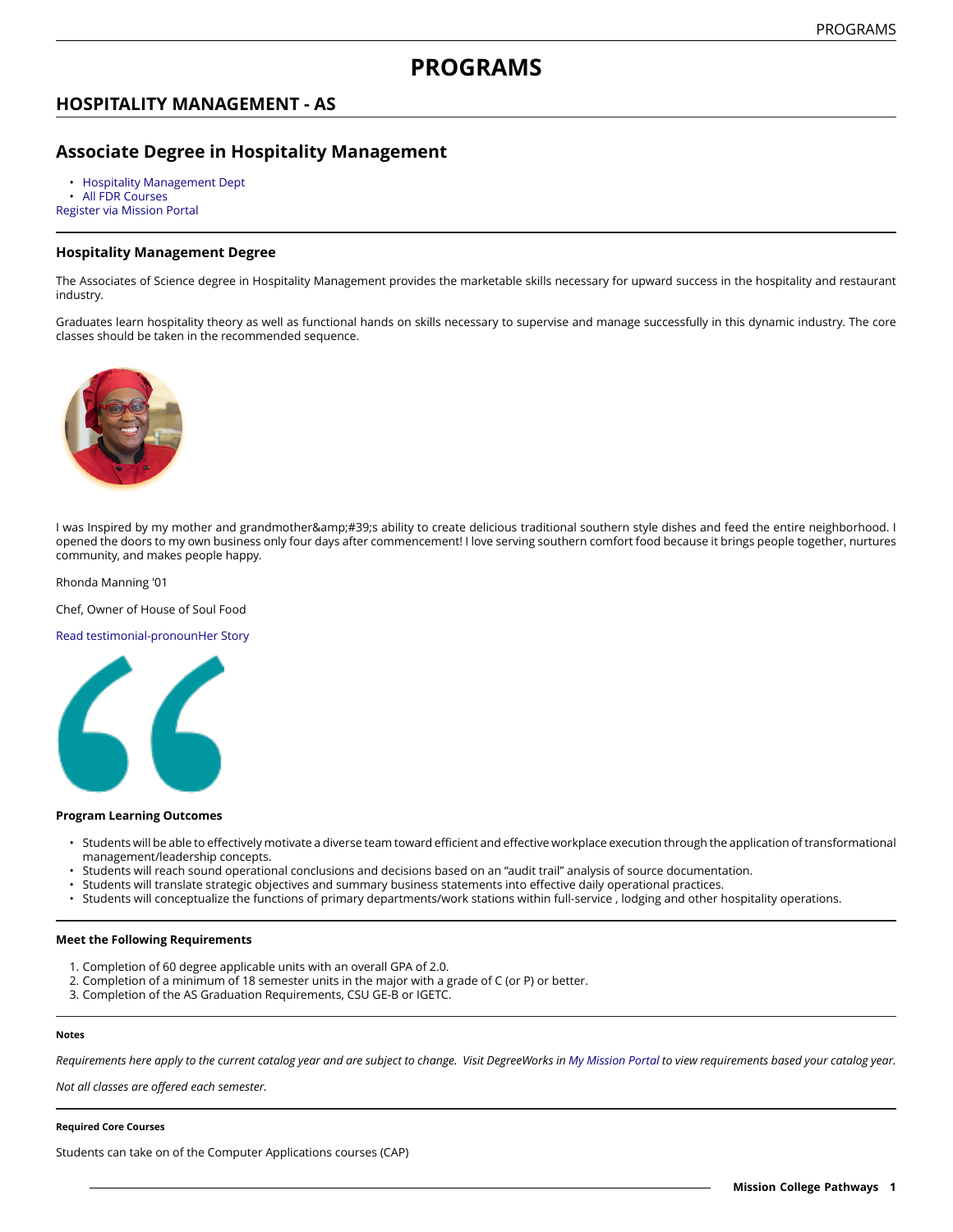# PROGRAMS

## HOSPITALITY MANAGEMENT - AS

## Associate Degree in Hospitality Management

- Hospitality Management Dept
- All FDR Courses

Register via Mission Portal

### Hospitality Management Degree

The Associates of Science degree in Hospitality Management provides the marketable skills necessary for upward success in the hospitality and restaurant industry.

Graduates learn hospitality theory as well as functional hands on skills necessary to supervise and manage successfully in this dynamic industry. The core classes should be taken in the recommended sequence.

I was Inspired by my mother and grandmother&amp;#39;s ability to create delicious traditional southern style dishes and feed the entire neighborhood. I opened the doors to my own business only four days after commencement! I love serving southern comfort food because it brings people together, nurtures community, and makes people happy.

Rhonda Manning '01

Chef, Owner of House of Soul Food

Read testimonial-pronounHer Story

#### Program Learning Outcomes

- Students will be able to effectively motivate a diverse team toward efficient and effective workplace execution through the application of transformational management/leadership concepts.
- Students will reach sound operational conclusions and decisions based on an "audit trail" analysis of source documentation.
- Students will translate strategic objectives and summary business statements into effective daily operational practices.
- Students will conceptualize the functions of primary departments/work stations within full-service , lodging and other hospitality operations.

#### Meet the Following Requirements

1. Completion of 60 degree applicable units with an overall GPA of 2.0.
2. Completion of a minimum of 18 semester units in the major with a grade of C (or P) or better.
3. Completion of the AS Graduation Requirements, CSU GE-B or IGETC.

##### Notes

*Requirements here apply to the current catalog year and are subject to change. Visit DegreeWorks in My Mission Portal to view requirements based your catalog year.*

*Not all classes are offered each semester.*

##### Required Core Courses

Students can take on of the Computer Applications courses (CAP)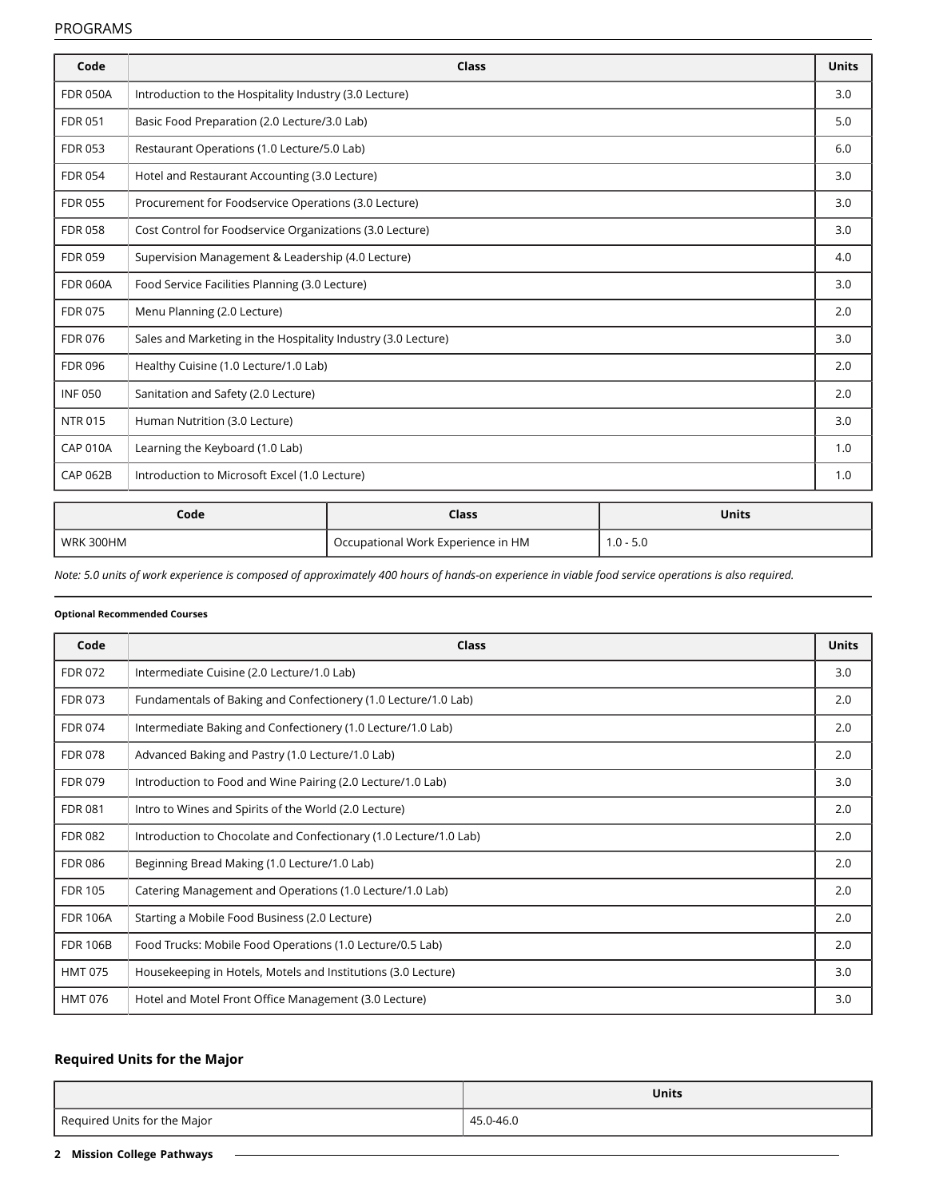| Code | Class | Units |
|---|---|---|
| FDR 050A | Introduction to the Hospitality Industry (3.0 Lecture) | 3.0 |
| FDR 051 | Basic Food Preparation (2.0 Lecture/3.0 Lab) | 5.0 |
| FDR 053 | Restaurant Operations (1.0 Lecture/5.0 Lab) | 6.0 |
| FDR 054 | Hotel and Restaurant Accounting (3.0 Lecture) | 3.0 |
| FDR 055 | Procurement for Foodservice Operations (3.0 Lecture) | 3.0 |
| FDR 058 | Cost Control for Foodservice Organizations (3.0 Lecture) | 3.0 |
| FDR 059 | Supervision Management & Leadership (4.0 Lecture) | 4.0 |
| FDR 060A | Food Service Facilities Planning (3.0 Lecture) | 3.0 |
| FDR 075 | Menu Planning (2.0 Lecture) | 2.0 |
| FDR 076 | Sales and Marketing in the Hospitality Industry (3.0 Lecture) | 3.0 |
| FDR 096 | Healthy Cuisine (1.0 Lecture/1.0 Lab) | 2.0 |
| INF 050 | Sanitation and Safety (2.0 Lecture) | 2.0 |
| NTR 015 | Human Nutrition (3.0 Lecture) | 3.0 |
| CAP 010A | Learning the Keyboard (1.0 Lab) | 1.0 |
| CAP 062B | Introduction to Microsoft Excel (1.0 Lecture) | 1.0 |

| Code | Class | Units |
|---|---|---|
| WRK 300HM | Occupational Work Experience in HM | 1.0 - 5.0 |

*Note: 5.0 units of work experience is composed of approximately 400 hours of hands-on experience in viable food service operations is also required.*

**Optional Recommended Courses**

| Code | Class | Units |
|---|---|---|
| FDR 072 | Intermediate Cuisine (2.0 Lecture/1.0 Lab) | 3.0 |
| FDR 073 | Fundamentals of Baking and Confectionery (1.0 Lecture/1.0 Lab) | 2.0 |
| FDR 074 | Intermediate Baking and Confectionery (1.0 Lecture/1.0 Lab) | 2.0 |
| FDR 078 | Advanced Baking and Pastry (1.0 Lecture/1.0 Lab) | 2.0 |
| FDR 079 | Introduction to Food and Wine Pairing (2.0 Lecture/1.0 Lab) | 3.0 |
| FDR 081 | Intro to Wines and Spirits of the World (2.0 Lecture) | 2.0 |
| FDR 082 | Introduction to Chocolate and Confectionary (1.0 Lecture/1.0 Lab) | 2.0 |
| FDR 086 | Beginning Bread Making (1.0 Lecture/1.0 Lab) | 2.0 |
| FDR 105 | Catering Management and Operations (1.0 Lecture/1.0 Lab) | 2.0 |
| FDR 106A | Starting a Mobile Food Business (2.0 Lecture) | 2.0 |
| FDR 106B | Food Trucks: Mobile Food Operations (1.0 Lecture/0.5 Lab) | 2.0 |
| HMT 075 | Housekeeping in Hotels, Motels and Institutions (3.0 Lecture) | 3.0 |
| HMT 076 | Hotel and Motel Front Office Management (3.0 Lecture) | 3.0 |

### Required Units for the Major

| | Units |
|---|---|
| Required Units for the Major | 45.0-46.0 |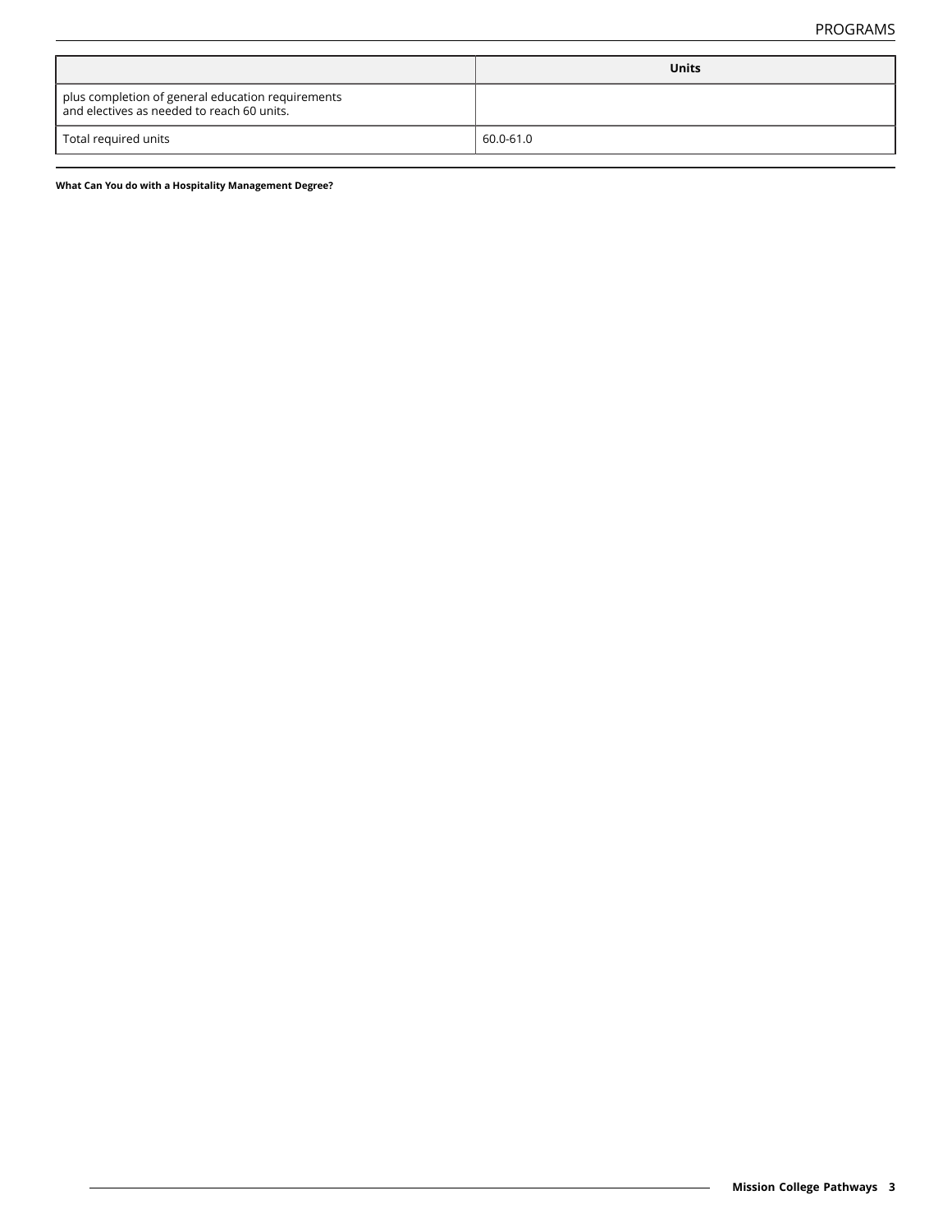| | Units |
|---|---|
| plus completion of general education requirements and electives as needed to reach 60 units. | |
| Total required units | 60.0-61.0 |

**What Can You do with a Hospitality Management Degree?**